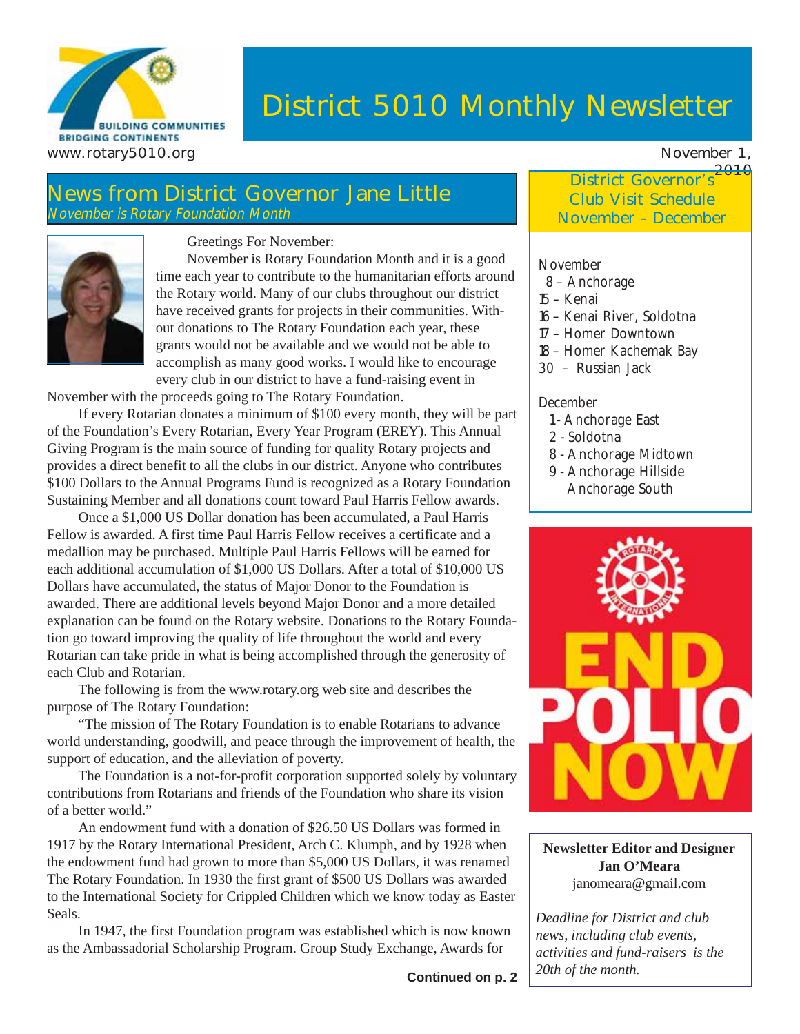# District 5010 Monthly Newsletter

www.rotary5010.org

November 1, 2010

## News from District Governor Jane Little

*November is Rotary Foundation Month*

Greetings For November:

November is Rotary Foundation Month and it is a good time each year to contribute to the humanitarian efforts around the Rotary world. Many of our clubs throughout our district have received grants for projects in their communities. Without donations to The Rotary Foundation each year, these grants would not be available and we would not be able to accomplish as many good works. I would like to encourage every club in our district to have a fund-raising event in November with the proceeds going to The Rotary Foundation.

If every Rotarian donates a minimum of $100 every month, they will be part of the Foundation's Every Rotarian, Every Year Program (EREY). This Annual Giving Program is the main source of funding for quality Rotary projects and provides a direct benefit to all the clubs in our district. Anyone who contributes $100 Dollars to the Annual Programs Fund is recognized as a Rotary Foundation Sustaining Member and all donations count toward Paul Harris Fellow awards.

Once a $1,000 US Dollar donation has been accumulated, a Paul Harris Fellow is awarded. A first time Paul Harris Fellow receives a certificate and a medallion may be purchased. Multiple Paul Harris Fellows will be earned for each additional accumulation of $1,000 US Dollars. After a total of $10,000 US Dollars have accumulated, the status of Major Donor to the Foundation is awarded. There are additional levels beyond Major Donor and a more detailed explanation can be found on the Rotary website. Donations to the Rotary Foundation go toward improving the quality of life throughout the world and every Rotarian can take pride in what is being accomplished through the generosity of each Club and Rotarian.

The following is from the www.rotary.org web site and describes the purpose of The Rotary Foundation:

"The mission of The Rotary Foundation is to enable Rotarians to advance world understanding, goodwill, and peace through the improvement of health, the support of education, and the alleviation of poverty.

The Foundation is a not-for-profit corporation supported solely by voluntary contributions from Rotarians and friends of the Foundation who share its vision of a better world."

An endowment fund with a donation of $26.50 US Dollars was formed in 1917 by the Rotary International President, Arch C. Klumph, and by 1928 when the endowment fund had grown to more than $5,000 US Dollars, it was renamed The Rotary Foundation. In 1930 the first grant of $500 US Dollars was awarded to the International Society for Crippled Children which we know today as Easter Seals.

In 1947, the first Foundation program was established which is now known as the Ambassadorial Scholarship Program. Group Study Exchange, Awards for

**Continued on p. 2**

## District Governor's Club Visit Schedule November - December

November
- 8 – Anchorage
- 15 – Kenai
- 16 – Kenai River, Soldotna
- 17 – Homer Downtown
- 18 – Homer Kachemak Bay
- 30 – Russian Jack

December
- 1- Anchorage East
- 2 - Soldotna
- 8 - Anchorage Midtown
- 9 - Anchorage Hillside
  Anchorage South

END POLIO NOW

**Newsletter Editor and Designer**
**Jan O'Meara**
janomeara@gmail.com

*Deadline for District and club news, including club events, activities and fund-raisers is the 20th of the month.*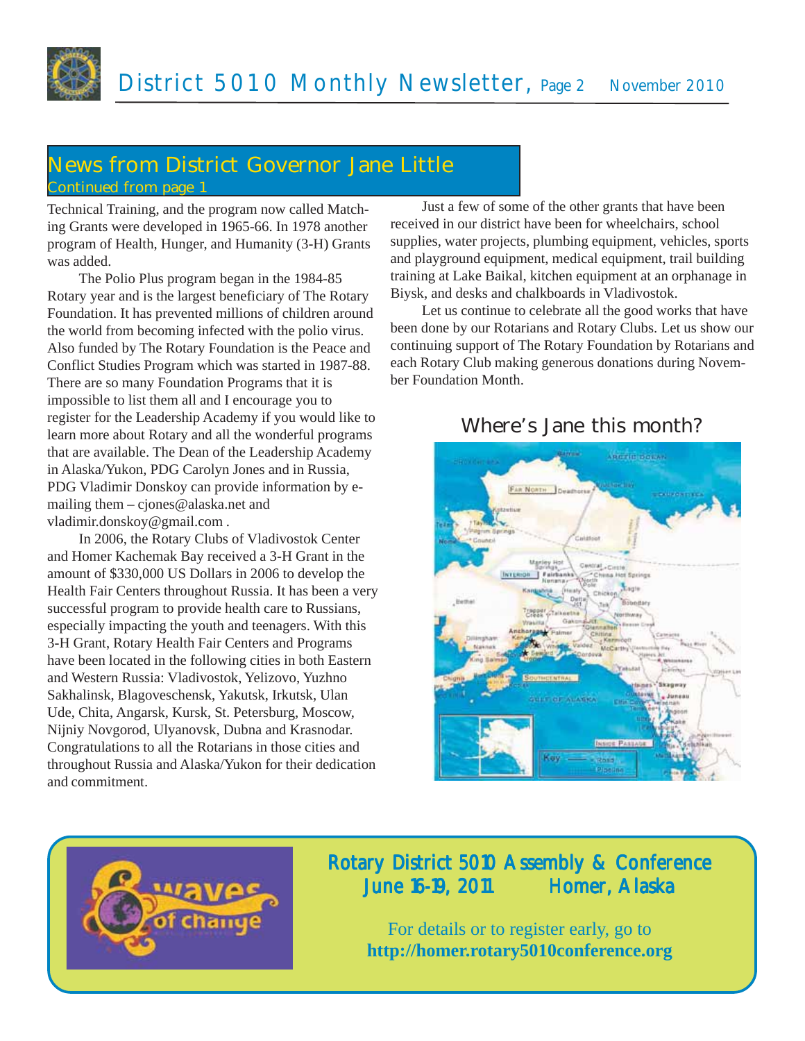## News from District Governor Jane Little

Continued from page 1

Technical Training, and the program now called Matching Grants were developed in 1965-66. In 1978 another program of Health, Hunger, and Humanity (3-H) Grants was added.

The Polio Plus program began in the 1984-85 Rotary year and is the largest beneficiary of The Rotary Foundation. It has prevented millions of children around the world from becoming infected with the polio virus. Also funded by The Rotary Foundation is the Peace and Conflict Studies Program which was started in 1987-88. There are so many Foundation Programs that it is impossible to list them all and I encourage you to register for the Leadership Academy if you would like to learn more about Rotary and all the wonderful programs that are available. The Dean of the Leadership Academy in Alaska/Yukon, PDG Carolyn Jones and in Russia, PDG Vladimir Donskoy can provide information by e-mailing them – cjones@alaska.net and vladimir.donskoy@gmail.com .

In 2006, the Rotary Clubs of Vladivostok Center and Homer Kachemak Bay received a 3-H Grant in the amount of $330,000 US Dollars in 2006 to develop the Health Fair Centers throughout Russia. It has been a very successful program to provide health care to Russians, especially impacting the youth and teenagers. With this 3-H Grant, Rotary Health Fair Centers and Programs have been located in the following cities in both Eastern and Western Russia: Vladivostok, Yelizovo, Yuzhno Sakhalinsk, Blagoveschensk, Yakutsk, Irkutsk, Ulan Ude, Chita, Angarsk, Kursk, St. Petersburg, Moscow, Nijniy Novgorod, Ulyanovsk, Dubna and Krasnodar. Congratulations to all the Rotarians in those cities and throughout Russia and Alaska/Yukon for their dedication and commitment.

Just a few of some of the other grants that have been received in our district have been for wheelchairs, school supplies, water projects, plumbing equipment, vehicles, sports and playground equipment, medical equipment, trail building training at Lake Baikal, kitchen equipment at an orphanage in Biysk, and desks and chalkboards in Vladivostok.

Let us continue to celebrate all the good works that have been done by our Rotarians and Rotary Clubs. Let us show our continuing support of The Rotary Foundation by Rotarians and each Rotary Club making generous donations during November Foundation Month.

### Where's Jane this month?

## Rotary District 5010 Assembly & Conference
## June 16-19, 2011 Homer, Alaska

For details or to register early, go to
**http://homer.rotary5010conference.org**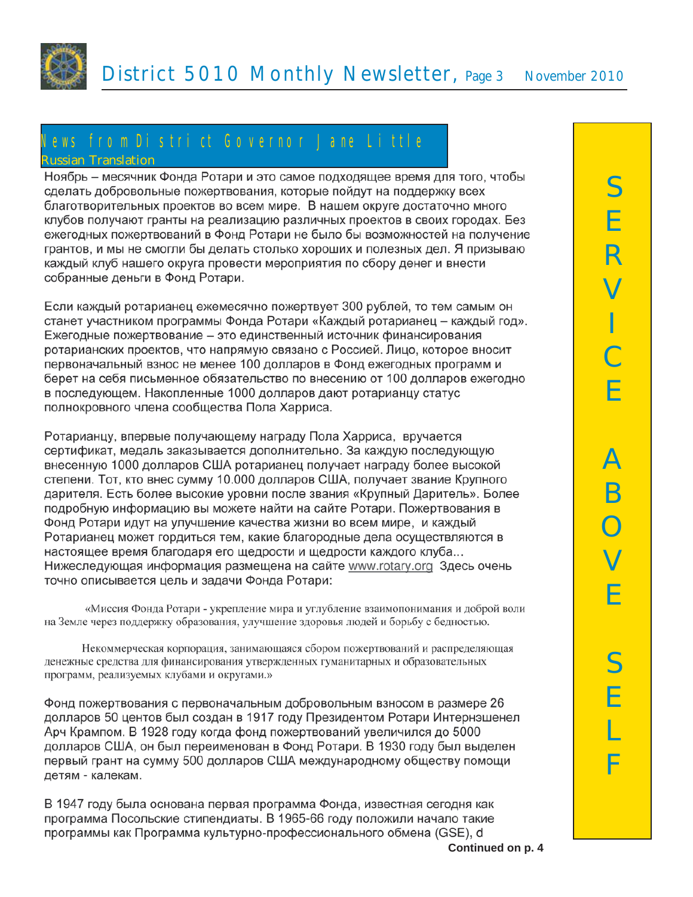## News from District Governor Jane Little

Russian Translation

Ноябрь – месячник Фонда Ротари и это самое подходящее время для того, чтобы сделать добровольные пожертвования, которые пойдут на поддержку всех благотворительных проектов во всем мире. В нашем округе достаточно много клубов получают гранты на реализацию различных проектов в своих городах. Без ежегодных пожертвований в Фонд Ротари не было бы возможностей на получение грантов, и мы не смогли бы делать столько хороших и полезных дел. Я призываю каждый клуб нашего округа провести мероприятия по сбору денег и внести собранные деньги в Фонд Ротари.

Если каждый ротарианец ежемесячно пожертвует 300 рублей, то тем самым он станет участником программы Фонда Ротари «Каждый ротарианец – каждый год». Ежегодные пожертвование – это единственный источник финансирования ротарианских проектов, что напрямую связано с Россией. Лицо, которое вносит первоначальный взнос не менее 100 долларов в Фонд ежегодных программ и берет на себя письменное обязательство по внесению от 100 долларов ежегодно в последующем. Накопленные 1000 долларов дают ротарианцу статус полнокровного члена сообщества Пола Харриса.

Ротарианцу, впервые получающему награду Пола Харриса, вручается сертификат, медаль заказывается дополнительно. За каждую последующую внесенную 1000 долларов США ротарианец получает награду более высокой степени. Тот, кто внес сумму 10.000 долларов США, получает звание Крупного дарителя. Есть более высокие уровни после звания «Крупный Даритель». Более подробную информацию вы можете найти на сайте Ротари. Пожертвования в Фонд Ротари идут на улучшение качества жизни во всем мире, и каждый Ротарианец может гордиться тем, какие благородные дела осуществляются в настоящее время благодаря его щедрости и щедрости каждого клуба... Нижеследующая информация размещена на сайте www.rotary.org Здесь очень точно описывается цель и задачи Фонда Ротари:

«Миссия Фонда Ротари - укрепление мира и углубление взаимопонимания и доброй воли на Земле через поддержку образования, улучшение здоровья людей и борьбу с бедностью.

Некоммерческая корпорация, занимающаяся сбором пожертвований и распределяющая денежные средства для финансирования утвержденных гуманитарных и образовательных программ, реализуемых клубами и округами.»

Фонд пожертвования с первоначальным добровольным взносом в размере 26 долларов 50 центов был создан в 1917 году Президентом Ротари Интернэшенел Арч Крампом. В 1928 году когда фонд пожертвований увеличился до 5000 долларов США, он был переименован в Фонд Ротари. В 1930 году был выделен первый грант на сумму 500 долларов США международному обществу помощи детям - калекам.

В 1947 году была основана первая программа Фонда, известная сегодня как программа Посольские стипендиаты. В 1965-66 году положили начало такие программы как Программа культурно-профессионального обмена (GSE), d

**Continued on p. 4**

SERVICE ABOVE SELF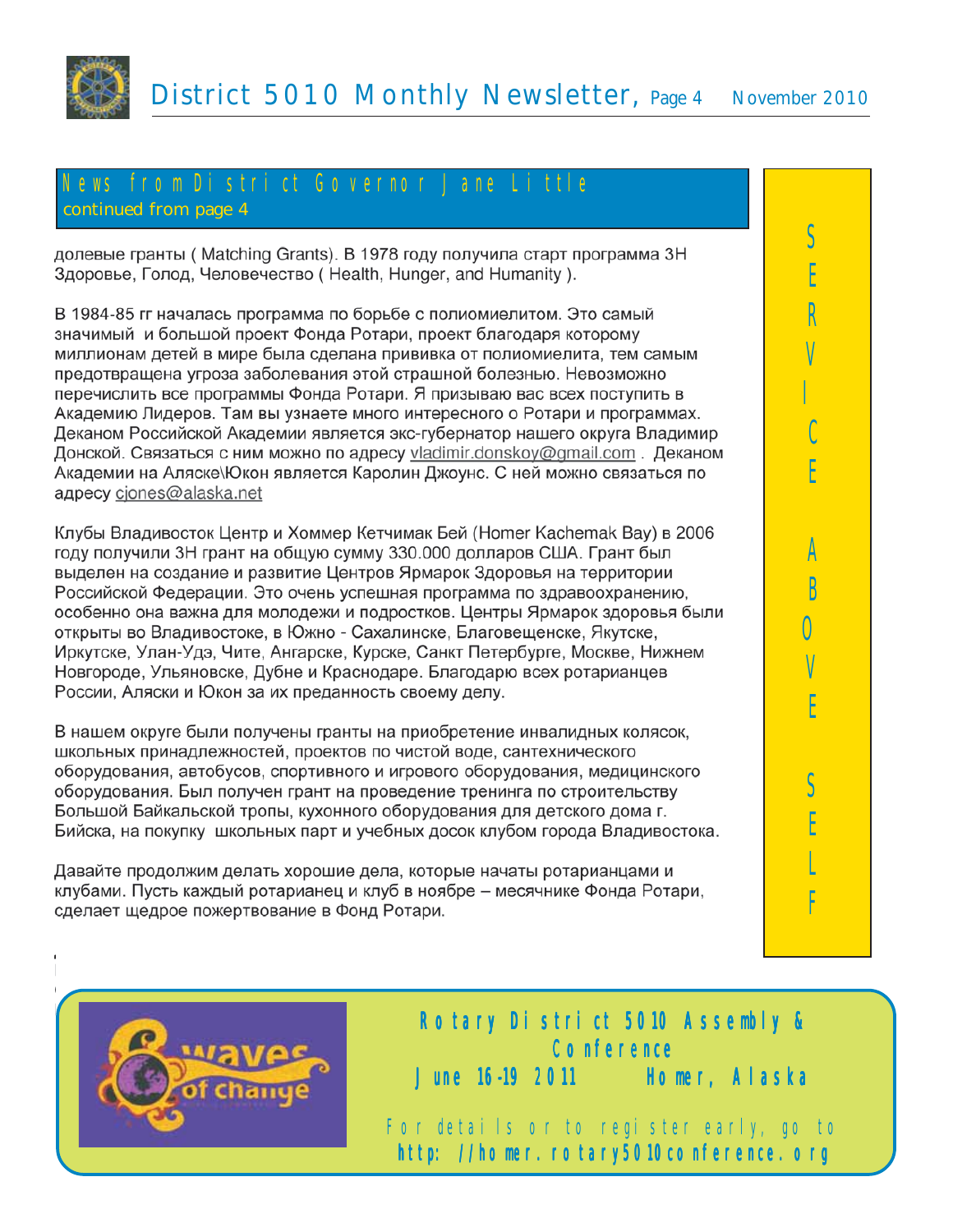## News from District Governor Jane Little

continued from page 4

долевые гранты ( Matching Grants). В 1978 году получила старт программа 3H Здоровье, Голод, Человечество ( Health, Hunger, and Humanity ).

В 1984-85 гг началась программа по борьбе с полиомиелитом. Это самый значимый и большой проект Фонда Ротари, проект благодаря которому миллионам детей в мире была сделана прививка от полиомиелита, тем самым предотвращена угроза заболевания этой страшной болезнью. Невозможно перечислить все программы Фонда Ротари. Я призываю вас всех поступить в Академию Лидеров. Там вы узнаете много интересного о Ротари и программах. Деканом Российской Академии является экс-губернатор нашего округа Владимир Донской. Связаться с ним можно по адресу vladimir.donskoy@gmail.com . Деканом Академии на Аляске\Юкон является Каролин Джоунс. С ней можно связаться по адресу cjones@alaska.net

Клубы Владивосток Центр и Хоммер Кетчимак Бей (Homer Kachemak Bay) в 2006 году получили 3H грант на общую сумму 330.000 долларов США. Грант был выделен на создание и развитие Центров Ярмарок Здоровья на территории Российской Федерации. Это очень успешная программа по здравоохранению, особенно она важна для молодежи и подростков. Центры Ярмарок здоровья были открыты во Владивостоке, в Южно - Сахалинске, Благовещенске, Якутске, Иркутске, Улан-Удэ, Чите, Ангарске, Курске, Санкт Петербурге, Москве, Нижнем Новгороде, Ульяновске, Дубне и Краснодаре. Благодарю всех ротарианцев России, Аляски и Юкон за их преданность своему делу.

В нашем округе были получены гранты на приобретение инвалидных колясок, школьных принадлежностей, проектов по чистой воде, сантехнического оборудования, автобусов, спортивного и игрового оборудования, медицинского оборудования. Был получен грант на проведение тренинга по строительству Большой Байкальской тропы, кухонного оборудования для детского дома г. Бийска, на покупку школьных парт и учебных досок клубом города Владивостока.

Давайте продолжим делать хорошие дела, которые начаты ротарианцами и клубами. Пусть каждый ротарианец и клуб в ноябре – месячнике Фонда Ротари, сделает щедрое пожертвование в Фонд Ротари.

SERVICE ABOVE SELF

**Rotary District 5010 Assembly & Conference**
**June 16-19 2011 Homer, Alaska**

For details or to register early, go to
**http://homer.rotary5010conference.org**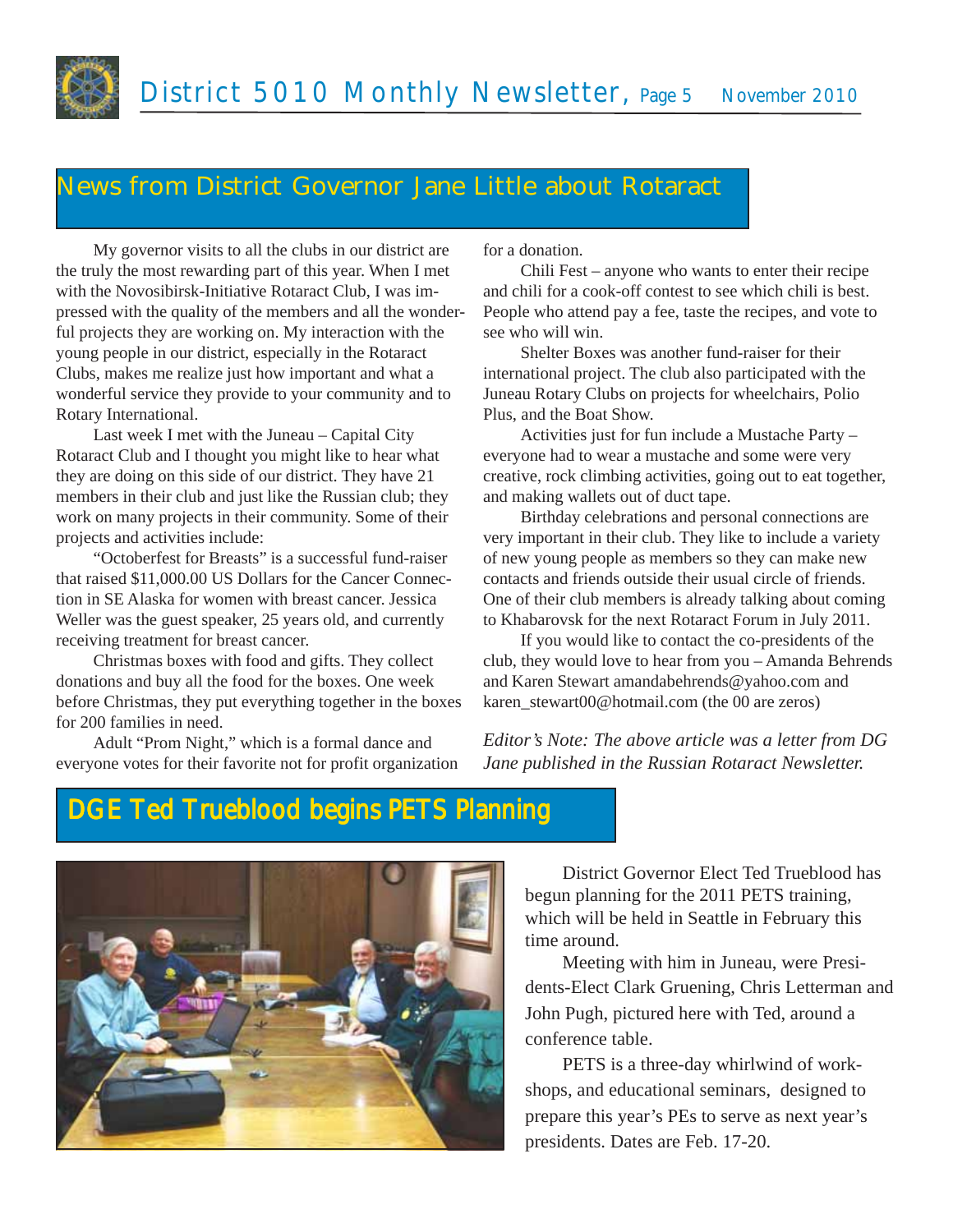## News from District Governor Jane Little about Rotaract

My governor visits to all the clubs in our district are the truly the most rewarding part of this year. When I met with the Novosibirsk-Initiative Rotaract Club, I was impressed with the quality of the members and all the wonderful projects they are working on. My interaction with the young people in our district, especially in the Rotaract Clubs, makes me realize just how important and what a wonderful service they provide to your community and to Rotary International.

Last week I met with the Juneau – Capital City Rotaract Club and I thought you might like to hear what they are doing on this side of our district. They have 21 members in their club and just like the Russian club; they work on many projects in their community. Some of their projects and activities include:

"Octoberfest for Breasts" is a successful fund-raiser that raised $11,000.00 US Dollars for the Cancer Connection in SE Alaska for women with breast cancer. Jessica Weller was the guest speaker, 25 years old, and currently receiving treatment for breast cancer.

Christmas boxes with food and gifts. They collect donations and buy all the food for the boxes. One week before Christmas, they put everything together in the boxes for 200 families in need.

Adult "Prom Night," which is a formal dance and everyone votes for their favorite not for profit organization for a donation.

Chili Fest – anyone who wants to enter their recipe and chili for a cook-off contest to see which chili is best. People who attend pay a fee, taste the recipes, and vote to see who will win.

Shelter Boxes was another fund-raiser for their international project. The club also participated with the Juneau Rotary Clubs on projects for wheelchairs, Polio Plus, and the Boat Show.

Activities just for fun include a Mustache Party – everyone had to wear a mustache and some were very creative, rock climbing activities, going out to eat together, and making wallets out of duct tape.

Birthday celebrations and personal connections are very important in their club. They like to include a variety of new young people as members so they can make new contacts and friends outside their usual circle of friends. One of their club members is already talking about coming to Khabarovsk for the next Rotaract Forum in July 2011.

If you would like to contact the co-presidents of the club, they would love to hear from you – Amanda Behrends and Karen Stewart amandabehrends@yahoo.com and karen_stewart00@hotmail.com (the 00 are zeros)

*Editor's Note: The above article was a letter from DG Jane published in the Russian Rotaract Newsletter.*

## DGE Ted Trueblood begins PETS Planning

District Governor Elect Ted Trueblood has begun planning for the 2011 PETS training, which will be held in Seattle in February this time around.

Meeting with him in Juneau, were Presidents-Elect Clark Gruening, Chris Letterman and John Pugh, pictured here with Ted, around a conference table.

PETS is a three-day whirlwind of workshops, and educational seminars, designed to prepare this year's PEs to serve as next year's presidents. Dates are Feb. 17-20.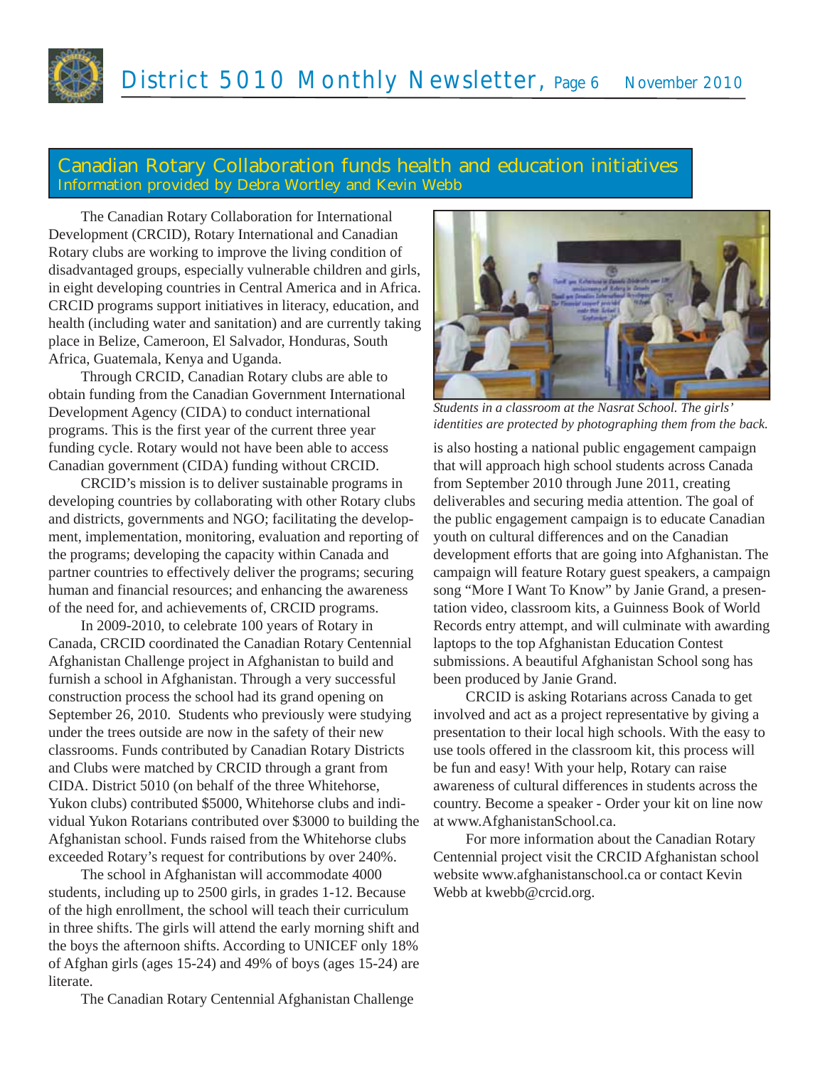## Canadian Rotary Collaboration funds health and education initiatives

Information provided by Debra Wortley and Kevin Webb

The Canadian Rotary Collaboration for International Development (CRCID), Rotary International and Canadian Rotary clubs are working to improve the living condition of disadvantaged groups, especially vulnerable children and girls, in eight developing countries in Central America and in Africa. CRCID programs support initiatives in literacy, education, and health (including water and sanitation) and are currently taking place in Belize, Cameroon, El Salvador, Honduras, South Africa, Guatemala, Kenya and Uganda.

Through CRCID, Canadian Rotary clubs are able to obtain funding from the Canadian Government International Development Agency (CIDA) to conduct international programs. This is the first year of the current three year funding cycle. Rotary would not have been able to access Canadian government (CIDA) funding without CRCID.

CRCID's mission is to deliver sustainable programs in developing countries by collaborating with other Rotary clubs and districts, governments and NGO; facilitating the development, implementation, monitoring, evaluation and reporting of the programs; developing the capacity within Canada and partner countries to effectively deliver the programs; securing human and financial resources; and enhancing the awareness of the need for, and achievements of, CRCID programs.

In 2009-2010, to celebrate 100 years of Rotary in Canada, CRCID coordinated the Canadian Rotary Centennial Afghanistan Challenge project in Afghanistan to build and furnish a school in Afghanistan. Through a very successful construction process the school had its grand opening on September 26, 2010. Students who previously were studying under the trees outside are now in the safety of their new classrooms. Funds contributed by Canadian Rotary Districts and Clubs were matched by CRCID through a grant from CIDA. District 5010 (on behalf of the three Whitehorse, Yukon clubs) contributed $5000, Whitehorse clubs and individual Yukon Rotarians contributed over $3000 to building the Afghanistan school. Funds raised from the Whitehorse clubs exceeded Rotary's request for contributions by over 240%.

The school in Afghanistan will accommodate 4000 students, including up to 2500 girls, in grades 1-12. Because of the high enrollment, the school will teach their curriculum in three shifts. The girls will attend the early morning shift and the boys the afternoon shifts. According to UNICEF only 18% of Afghan girls (ages 15-24) and 49% of boys (ages 15-24) are literate.

*Students in a classroom at the Nasrat School. The girls' identities are protected by photographing them from the back.*

The Canadian Rotary Centennial Afghanistan Challenge is also hosting a national public engagement campaign that will approach high school students across Canada from September 2010 through June 2011, creating deliverables and securing media attention. The goal of the public engagement campaign is to educate Canadian youth on cultural differences and on the Canadian development efforts that are going into Afghanistan. The campaign will feature Rotary guest speakers, a campaign song "More I Want To Know" by Janie Grand, a presentation video, classroom kits, a Guinness Book of World Records entry attempt, and will culminate with awarding laptops to the top Afghanistan Education Contest submissions. A beautiful Afghanistan School song has been produced by Janie Grand.

CRCID is asking Rotarians across Canada to get involved and act as a project representative by giving a presentation to their local high schools. With the easy to use tools offered in the classroom kit, this process will be fun and easy! With your help, Rotary can raise awareness of cultural differences in students across the country. Become a speaker - Order your kit on line now at www.AfghanistanSchool.ca.

For more information about the Canadian Rotary Centennial project visit the CRCID Afghanistan school website www.afghanistanschool.ca or contact Kevin Webb at kwebb@crcid.org.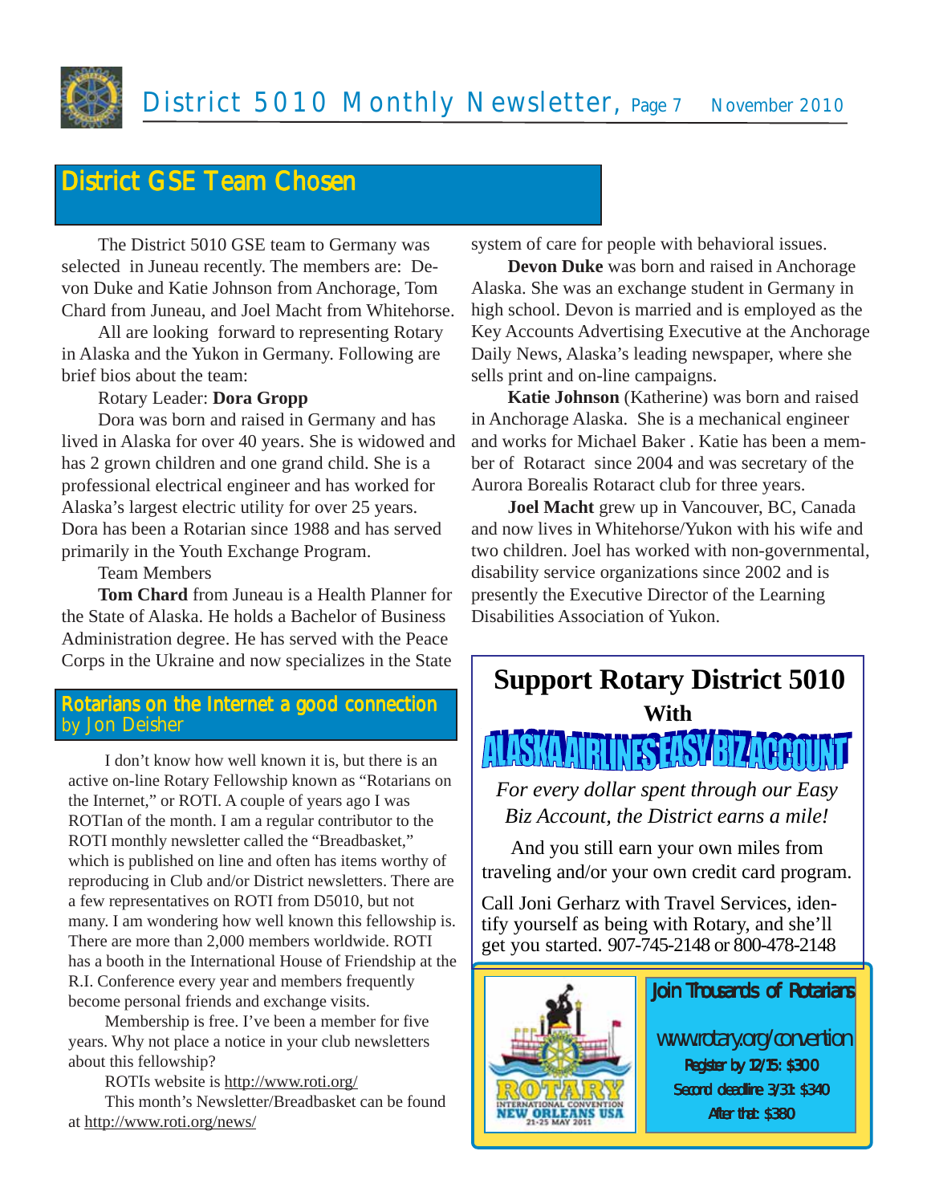## District GSE Team Chosen

The District 5010 GSE team to Germany was selected in Juneau recently. The members are: Devon Duke and Katie Johnson from Anchorage, Tom Chard from Juneau, and Joel Macht from Whitehorse.

All are looking forward to representing Rotary in Alaska and the Yukon in Germany. Following are brief bios about the team:

Rotary Leader: **Dora Gropp**

Dora was born and raised in Germany and has lived in Alaska for over 40 years. She is widowed and has 2 grown children and one grand child. She is a professional electrical engineer and has worked for Alaska's largest electric utility for over 25 years. Dora has been a Rotarian since 1988 and has served primarily in the Youth Exchange Program.

Team Members

**Tom Chard** from Juneau is a Health Planner for the State of Alaska. He holds a Bachelor of Business Administration degree. He has served with the Peace Corps in the Ukraine and now specializes in the State system of care for people with behavioral issues.

**Devon Duke** was born and raised in Anchorage Alaska. She was an exchange student in Germany in high school. Devon is married and is employed as the Key Accounts Advertising Executive at the Anchorage Daily News, Alaska's leading newspaper, where she sells print and on-line campaigns.

**Katie Johnson** (Katherine) was born and raised in Anchorage Alaska. She is a mechanical engineer and works for Michael Baker . Katie has been a member of Rotaract since 2004 and was secretary of the Aurora Borealis Rotaract club for three years.

**Joel Macht** grew up in Vancouver, BC, Canada and now lives in Whitehorse/Yukon with his wife and two children. Joel has worked with non-governmental, disability service organizations since 2002 and is presently the Executive Director of the Learning Disabilities Association of Yukon.

## Rotarians on the Internet a good connection
by Jon Deisher

I don't know how well known it is, but there is an active on-line Rotary Fellowship known as "Rotarians on the Internet," or ROTI. A couple of years ago I was ROTIan of the month. I am a regular contributor to the ROTI monthly newsletter called the "Breadbasket," which is published on line and often has items worthy of reproducing in Club and/or District newsletters. There are a few representatives on ROTI from D5010, but not many. I am wondering how well known this fellowship is. There are more than 2,000 members worldwide. ROTI has a booth in the International House of Friendship at the R.I. Conference every year and members frequently become personal friends and exchange visits.

Membership is free. I've been a member for five years. Why not place a notice in your club newsletters about this fellowship?

ROTIs website is http://www.roti.org/

This month's Newsletter/Breadbasket can be found at http://www.roti.org/news/

## Support Rotary District 5010
**With**

**ALASKA AIRLINES EASY BIZ ACCOUNT**

*For every dollar spent through our Easy Biz Account, the District earns a mile!*

And you still earn your own miles from traveling and/or your own credit card program.

Call Joni Gerharz with Travel Services, identify yourself as being with Rotary, and she'll get you started. 907-745-2148 or 800-478-2148

**Join Thousands of Rotarians**

ROTARY INTERNATIONAL CONVENTION NEW ORLEANS USA 21-25 MAY 2011

www.rotary.org/convention

Register by 12/15: $300

Second deadline 3/31: $340

After that: $380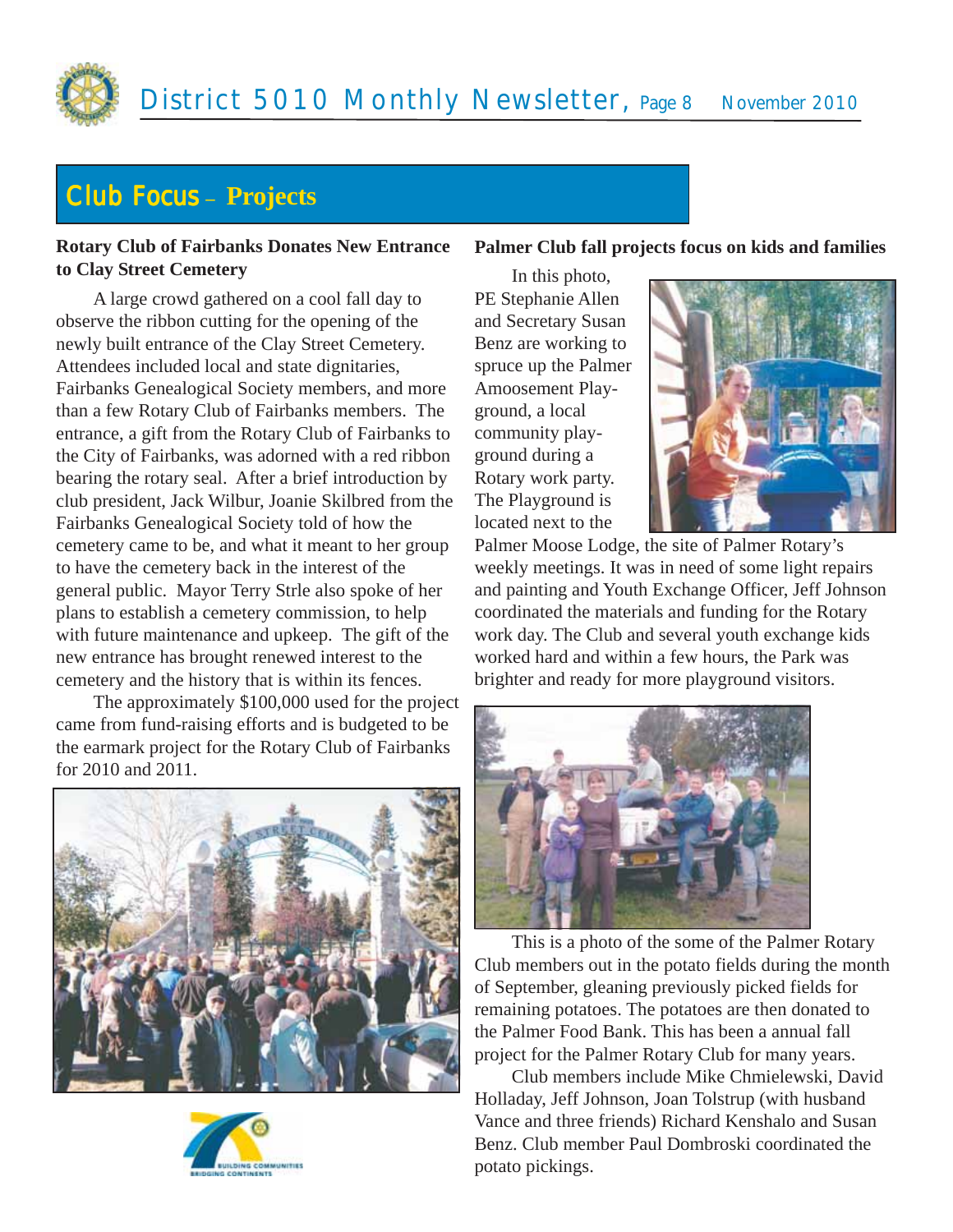## Club Focus – Projects

### Rotary Club of Fairbanks Donates New Entrance to Clay Street Cemetery

A large crowd gathered on a cool fall day to observe the ribbon cutting for the opening of the newly built entrance of the Clay Street Cemetery. Attendees included local and state dignitaries, Fairbanks Genealogical Society members, and more than a few Rotary Club of Fairbanks members. The entrance, a gift from the Rotary Club of Fairbanks to the City of Fairbanks, was adorned with a red ribbon bearing the rotary seal. After a brief introduction by club president, Jack Wilbur, Joanie Skilbred from the Fairbanks Genealogical Society told of how the cemetery came to be, and what it meant to her group to have the cemetery back in the interest of the general public. Mayor Terry Strle also spoke of her plans to establish a cemetery commission, to help with future maintenance and upkeep. The gift of the new entrance has brought renewed interest to the cemetery and the history that is within its fences.

The approximately $100,000 used for the project came from fund-raising efforts and is budgeted to be the earmark project for the Rotary Club of Fairbanks for 2010 and 2011.

### Palmer Club fall projects focus on kids and families

In this photo, PE Stephanie Allen and Secretary Susan Benz are working to spruce up the Palmer Amoosement Playground, a local community playground during a Rotary work party. The Playground is located next to the Palmer Moose Lodge, the site of Palmer Rotary's weekly meetings. It was in need of some light repairs and painting and Youth Exchange Officer, Jeff Johnson coordinated the materials and funding for the Rotary work day. The Club and several youth exchange kids worked hard and within a few hours, the Park was brighter and ready for more playground visitors.

This is a photo of the some of the Palmer Rotary Club members out in the potato fields during the month of September, gleaning previously picked fields for remaining potatoes. The potatoes are then donated to the Palmer Food Bank. This has been a annual fall project for the Palmer Rotary Club for many years.

Club members include Mike Chmielewski, David Holladay, Jeff Johnson, Joan Tolstrup (with husband Vance and three friends) Richard Kenshalo and Susan Benz. Club member Paul Dombroski coordinated the potato pickings.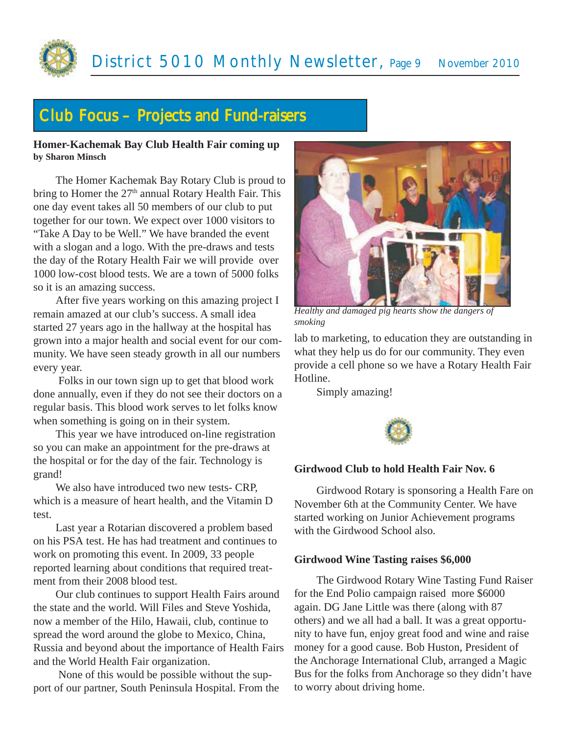## Club Focus – Projects and Fund-raisers

### Homer-Kachemak Bay Club Health Fair coming up

**by Sharon Minsch**

The Homer Kachemak Bay Rotary Club is proud to bring to Homer the 27th annual Rotary Health Fair. This one day event takes all 50 members of our club to put together for our town. We expect over 1000 visitors to "Take A Day to be Well." We have branded the event with a slogan and a logo. With the pre-draws and tests the day of the Rotary Health Fair we will provide over 1000 low-cost blood tests. We are a town of 5000 folks so it is an amazing success.

After five years working on this amazing project I remain amazed at our club's success. A small idea started 27 years ago in the hallway at the hospital has grown into a major health and social event for our community. We have seen steady growth in all our numbers every year.

Folks in our town sign up to get that blood work done annually, even if they do not see their doctors on a regular basis. This blood work serves to let folks know when something is going on in their system.

This year we have introduced on-line registration so you can make an appointment for the pre-draws at the hospital or for the day of the fair. Technology is grand!

We also have introduced two new tests- CRP, which is a measure of heart health, and the Vitamin D test.

Last year a Rotarian discovered a problem based on his PSA test. He has had treatment and continues to work on promoting this event. In 2009, 33 people reported learning about conditions that required treatment from their 2008 blood test.

Our club continues to support Health Fairs around the state and the world. Will Files and Steve Yoshida, now a member of the Hilo, Hawaii, club, continue to spread the word around the globe to Mexico, China, Russia and beyond about the importance of Health Fairs and the World Health Fair organization.

None of this would be possible without the support of our partner, South Peninsula Hospital. From the lab to marketing, to education they are outstanding in what they help us do for our community. They even provide a cell phone so we have a Rotary Health Fair Hotline.

*Healthy and damaged pig hearts show the dangers of smoking*

Simply amazing!

### Girdwood Club to hold Health Fair Nov. 6

Girdwood Rotary is sponsoring a Health Fare on November 6th at the Community Center. We have started working on Junior Achievement programs with the Girdwood School also.

### Girdwood Wine Tasting raises $6,000

The Girdwood Rotary Wine Tasting Fund Raiser for the End Polio campaign raised more $6000 again. DG Jane Little was there (along with 87 others) and we all had a ball. It was a great opportunity to have fun, enjoy great food and wine and raise money for a good cause. Bob Huston, President of the Anchorage International Club, arranged a Magic Bus for the folks from Anchorage so they didn't have to worry about driving home.